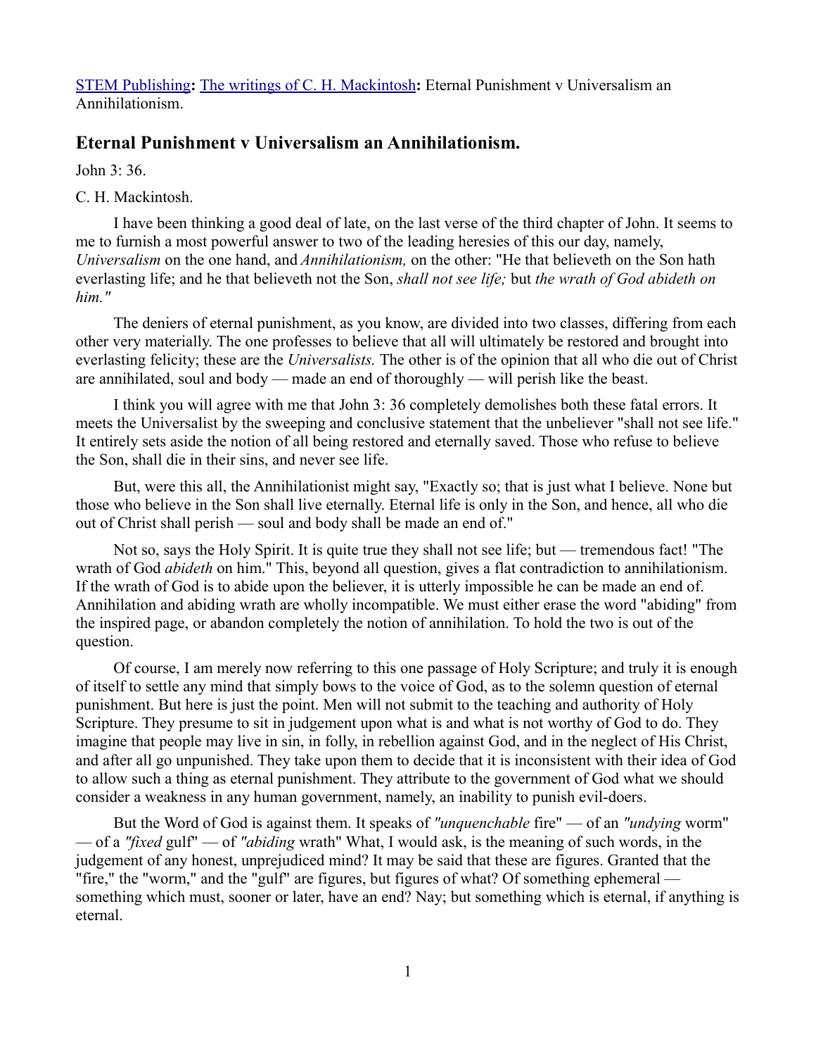[STEM Publishing](#)**:** [The writings of C. H. Mackintosh](#)**:** Eternal Punishment v Universalism an Annihilationism.

## Eternal Punishment v Universalism an Annihilationism.

John 3: 36.

C. H. Mackintosh.

I have been thinking a good deal of late, on the last verse of the third chapter of John. It seems to me to furnish a most powerful answer to two of the leading heresies of this our day, namely, *Universalism* on the one hand, and *Annihilationism,* on the other: "He that believeth on the Son hath everlasting life; and he that believeth not the Son, *shall not see life;* but *the wrath of God abideth on him."*

The deniers of eternal punishment, as you know, are divided into two classes, differing from each other very materially. The one professes to believe that all will ultimately be restored and brought into everlasting felicity; these are the *Universalists.* The other is of the opinion that all who die out of Christ are annihilated, soul and body — made an end of thoroughly — will perish like the beast.

I think you will agree with me that John 3: 36 completely demolishes both these fatal errors. It meets the Universalist by the sweeping and conclusive statement that the unbeliever "shall not see life." It entirely sets aside the notion of all being restored and eternally saved. Those who refuse to believe the Son, shall die in their sins, and never see life.

But, were this all, the Annihilationist might say, "Exactly so; that is just what I believe. None but those who believe in the Son shall live eternally. Eternal life is only in the Son, and hence, all who die out of Christ shall perish — soul and body shall be made an end of."

Not so, says the Holy Spirit. It is quite true they shall not see life; but — tremendous fact! "The wrath of God *abideth* on him." This, beyond all question, gives a flat contradiction to annihilationism. If the wrath of God is to abide upon the believer, it is utterly impossible he can be made an end of. Annihilation and abiding wrath are wholly incompatible. We must either erase the word "abiding" from the inspired page, or abandon completely the notion of annihilation. To hold the two is out of the question.

Of course, I am merely now referring to this one passage of Holy Scripture; and truly it is enough of itself to settle any mind that simply bows to the voice of God, as to the solemn question of eternal punishment. But here is just the point. Men will not submit to the teaching and authority of Holy Scripture. They presume to sit in judgement upon what is and what is not worthy of God to do. They imagine that people may live in sin, in folly, in rebellion against God, and in the neglect of His Christ, and after all go unpunished. They take upon them to decide that it is inconsistent with their idea of God to allow such a thing as eternal punishment. They attribute to the government of God what we should consider a weakness in any human government, namely, an inability to punish evil-doers.

But the Word of God is against them. It speaks of *"unquenchable* fire" — of an *"undying* worm" — of a *"fixed* gulf" — of *"abiding* wrath" What, I would ask, is the meaning of such words, in the judgement of any honest, unprejudiced mind? It may be said that these are figures. Granted that the "fire," the "worm," and the "gulf" are figures, but figures of what? Of something ephemeral — something which must, sooner or later, have an end? Nay; but something which is eternal, if anything is eternal.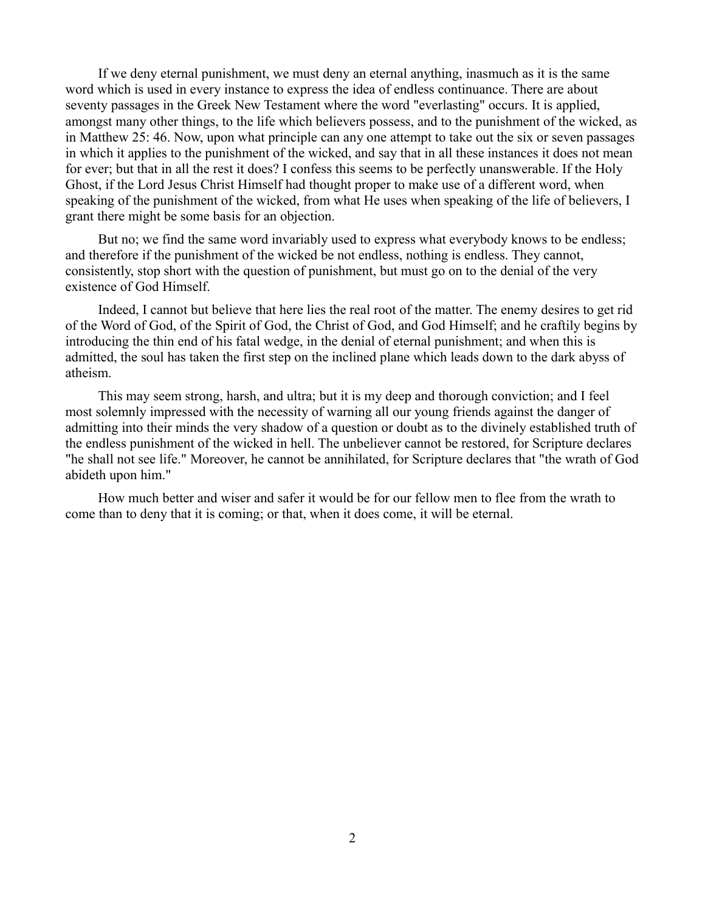If we deny eternal punishment, we must deny an eternal anything, inasmuch as it is the same word which is used in every instance to express the idea of endless continuance. There are about seventy passages in the Greek New Testament where the word "everlasting" occurs. It is applied, amongst many other things, to the life which believers possess, and to the punishment of the wicked, as in Matthew 25: 46. Now, upon what principle can any one attempt to take out the six or seven passages in which it applies to the punishment of the wicked, and say that in all these instances it does not mean for ever; but that in all the rest it does? I confess this seems to be perfectly unanswerable. If the Holy Ghost, if the Lord Jesus Christ Himself had thought proper to make use of a different word, when speaking of the punishment of the wicked, from what He uses when speaking of the life of believers, I grant there might be some basis for an objection.

But no; we find the same word invariably used to express what everybody knows to be endless; and therefore if the punishment of the wicked be not endless, nothing is endless. They cannot, consistently, stop short with the question of punishment, but must go on to the denial of the very existence of God Himself.

Indeed, I cannot but believe that here lies the real root of the matter. The enemy desires to get rid of the Word of God, of the Spirit of God, the Christ of God, and God Himself; and he craftily begins by introducing the thin end of his fatal wedge, in the denial of eternal punishment; and when this is admitted, the soul has taken the first step on the inclined plane which leads down to the dark abyss of atheism.

This may seem strong, harsh, and ultra; but it is my deep and thorough conviction; and I feel most solemnly impressed with the necessity of warning all our young friends against the danger of admitting into their minds the very shadow of a question or doubt as to the divinely established truth of the endless punishment of the wicked in hell. The unbeliever cannot be restored, for Scripture declares "he shall not see life." Moreover, he cannot be annihilated, for Scripture declares that "the wrath of God abideth upon him."

How much better and wiser and safer it would be for our fellow men to flee from the wrath to come than to deny that it is coming; or that, when it does come, it will be eternal.